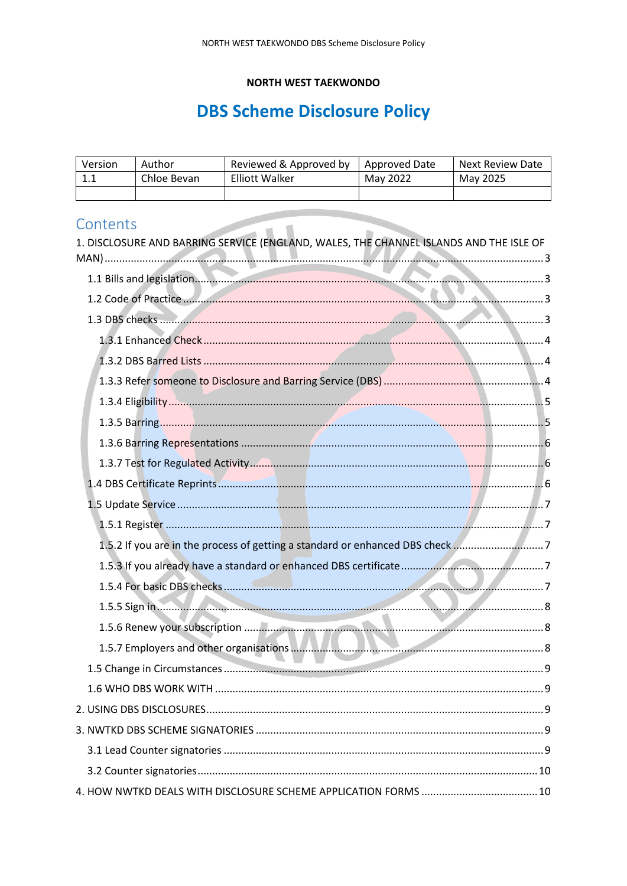**NORTH WEST TAEKWONDO**

# DBS Scheme Disclosure Policy

| Version | Author | Reviewed & Approved by | Approved Date | Next Review Date |
|---|---|---|---|---|
| 1.1 | Chloe Bevan | Elliott Walker | May 2022 | May 2025 |
| | | | | |

## Contents

1. DISCLOSURE AND BARRING SERVICE (ENGLAND, WALES, THE CHANNEL ISLANDS AND THE ISLE OF MAN) ........ 3
   - 1.1 Bills and legislation ........ 3
   - 1.2 Code of Practice ........ 3
   - 1.3 DBS checks ........ 3
     - 1.3.1 Enhanced Check ........ 4
     - 1.3.2 DBS Barred Lists ........ 4
     - 1.3.3 Refer someone to Disclosure and Barring Service (DBS) ........ 4
     - 1.3.4 Eligibility ........ 5
     - 1.3.5 Barring ........ 5
     - 1.3.6 Barring Representations ........ 6
     - 1.3.7 Test for Regulated Activity ........ 6
   - 1.4 DBS Certificate Reprints ........ 6
   - 1.5 Update Service ........ 7
     - 1.5.1 Register ........ 7
     - 1.5.2 If you are in the process of getting a standard or enhanced DBS check ........ 7
     - 1.5.3 If you already have a standard or enhanced DBS certificate ........ 7
     - 1.5.4 For basic DBS checks ........ 7
     - 1.5.5 Sign in ........ 8
     - 1.5.6 Renew your subscription ........ 8
     - 1.5.7 Employers and other organisations ........ 8
   - 1.5 Change in Circumstances ........ 9
   - 1.6 WHO DBS WORK WITH ........ 9
2. USING DBS DISCLOSURES ........ 9
3. NWTKD DBS SCHEME SIGNATORIES ........ 9
   - 3.1 Lead Counter signatories ........ 9
   - 3.2 Counter signatories ........ 10
4. HOW NWTKD DEALS WITH DISCLOSURE SCHEME APPLICATION FORMS ........ 10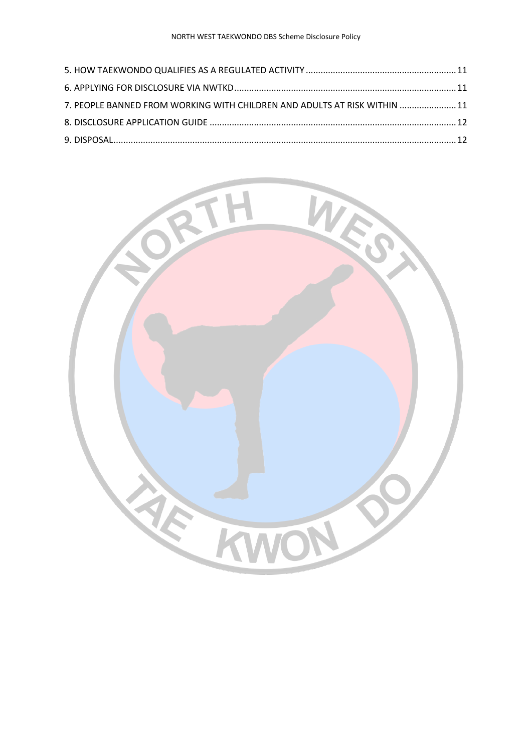5. HOW TAEKWONDO QUALIFIES AS A REGULATED ACTIVITY ........ 11
6. APPLYING FOR DISCLOSURE VIA NWTKD ........ 11
7. PEOPLE BANNED FROM WORKING WITH CHILDREN AND ADULTS AT RISK WITHIN ........ 11
8. DISCLOSURE APPLICATION GUIDE ........ 12
9. DISPOSAL ........ 12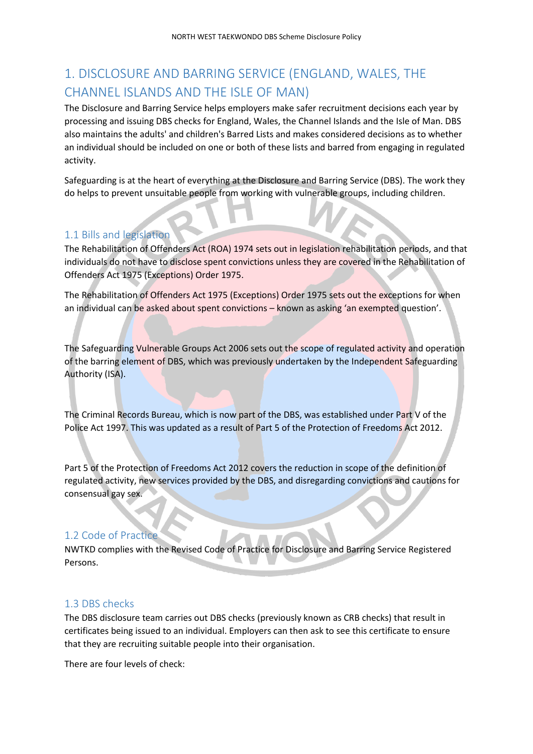# 1. DISCLOSURE AND BARRING SERVICE (ENGLAND, WALES, THE CHANNEL ISLANDS AND THE ISLE OF MAN)

The Disclosure and Barring Service helps employers make safer recruitment decisions each year by processing and issuing DBS checks for England, Wales, the Channel Islands and the Isle of Man. DBS also maintains the adults' and children's Barred Lists and makes considered decisions as to whether an individual should be included on one or both of these lists and barred from engaging in regulated activity.

Safeguarding is at the heart of everything at the Disclosure and Barring Service (DBS). The work they do helps to prevent unsuitable people from working with vulnerable groups, including children.

## 1.1 Bills and legislation

The Rehabilitation of Offenders Act (ROA) 1974 sets out in legislation rehabilitation periods, and that individuals do not have to disclose spent convictions unless they are covered in the Rehabilitation of Offenders Act 1975 (Exceptions) Order 1975.

The Rehabilitation of Offenders Act 1975 (Exceptions) Order 1975 sets out the exceptions for when an individual can be asked about spent convictions – known as asking 'an exempted question'.

The Safeguarding Vulnerable Groups Act 2006 sets out the scope of regulated activity and operation of the barring element of DBS, which was previously undertaken by the Independent Safeguarding Authority (ISA).

The Criminal Records Bureau, which is now part of the DBS, was established under Part V of the Police Act 1997. This was updated as a result of Part 5 of the Protection of Freedoms Act 2012.

Part 5 of the Protection of Freedoms Act 2012 covers the reduction in scope of the definition of regulated activity, new services provided by the DBS, and disregarding convictions and cautions for consensual gay sex.

## 1.2 Code of Practice

NWTKD complies with the Revised Code of Practice for Disclosure and Barring Service Registered Persons.

## 1.3 DBS checks

The DBS disclosure team carries out DBS checks (previously known as CRB checks) that result in certificates being issued to an individual. Employers can then ask to see this certificate to ensure that they are recruiting suitable people into their organisation.

There are four levels of check: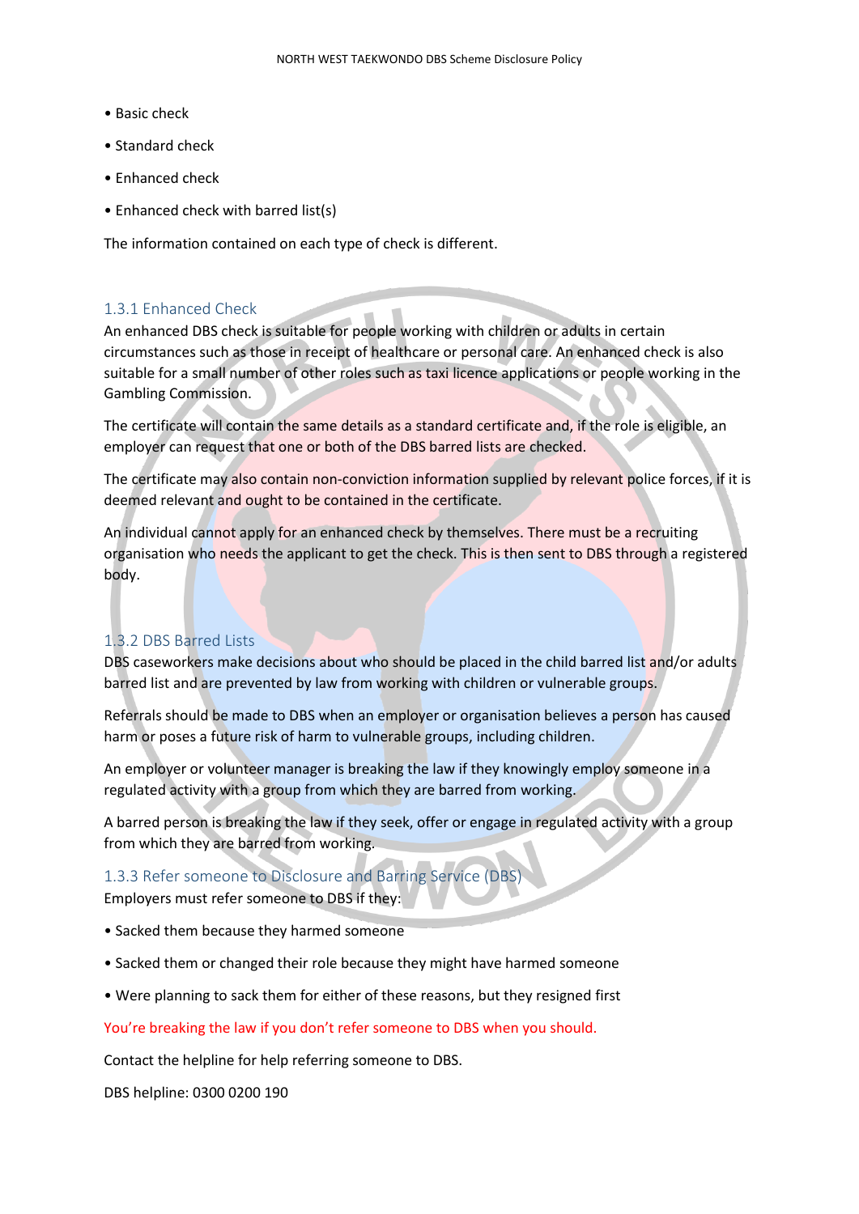- Basic check
- Standard check
- Enhanced check
- Enhanced check with barred list(s)

The information contained on each type of check is different.

### 1.3.1 Enhanced Check

An enhanced DBS check is suitable for people working with children or adults in certain circumstances such as those in receipt of healthcare or personal care. An enhanced check is also suitable for a small number of other roles such as taxi licence applications or people working in the Gambling Commission.

The certificate will contain the same details as a standard certificate and, if the role is eligible, an employer can request that one or both of the DBS barred lists are checked.

The certificate may also contain non-conviction information supplied by relevant police forces, if it is deemed relevant and ought to be contained in the certificate.

An individual cannot apply for an enhanced check by themselves. There must be a recruiting organisation who needs the applicant to get the check. This is then sent to DBS through a registered body.

### 1.3.2 DBS Barred Lists

DBS caseworkers make decisions about who should be placed in the child barred list and/or adults barred list and are prevented by law from working with children or vulnerable groups.

Referrals should be made to DBS when an employer or organisation believes a person has caused harm or poses a future risk of harm to vulnerable groups, including children.

An employer or volunteer manager is breaking the law if they knowingly employ someone in a regulated activity with a group from which they are barred from working.

A barred person is breaking the law if they seek, offer or engage in regulated activity with a group from which they are barred from working.

### 1.3.3 Refer someone to Disclosure and Barring Service (DBS)

Employers must refer someone to DBS if they:

- Sacked them because they harmed someone
- Sacked them or changed their role because they might have harmed someone
- Were planning to sack them for either of these reasons, but they resigned first

You're breaking the law if you don't refer someone to DBS when you should.

Contact the helpline for help referring someone to DBS.

DBS helpline: 0300 0200 190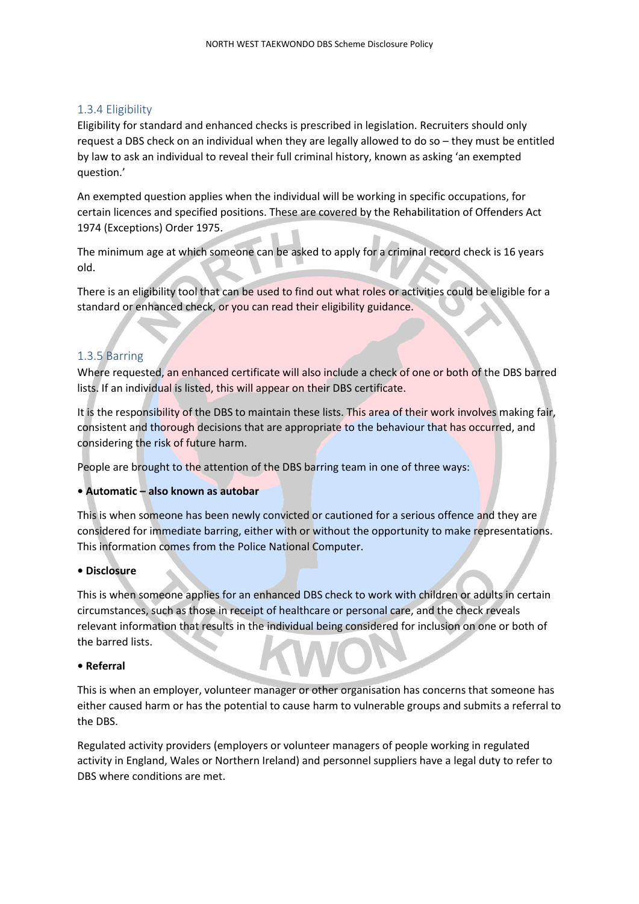### 1.3.4 Eligibility

Eligibility for standard and enhanced checks is prescribed in legislation. Recruiters should only request a DBS check on an individual when they are legally allowed to do so – they must be entitled by law to ask an individual to reveal their full criminal history, known as asking 'an exempted question.'

An exempted question applies when the individual will be working in specific occupations, for certain licences and specified positions. These are covered by the Rehabilitation of Offenders Act 1974 (Exceptions) Order 1975.

The minimum age at which someone can be asked to apply for a criminal record check is 16 years old.

There is an eligibility tool that can be used to find out what roles or activities could be eligible for a standard or enhanced check, or you can read their eligibility guidance.

### 1.3.5 Barring

Where requested, an enhanced certificate will also include a check of one or both of the DBS barred lists. If an individual is listed, this will appear on their DBS certificate.

It is the responsibility of the DBS to maintain these lists. This area of their work involves making fair, consistent and thorough decisions that are appropriate to the behaviour that has occurred, and considering the risk of future harm.

People are brought to the attention of the DBS barring team in one of three ways:

- **Automatic – also known as autobar**

This is when someone has been newly convicted or cautioned for a serious offence and they are considered for immediate barring, either with or without the opportunity to make representations. This information comes from the Police National Computer.

- **Disclosure**

This is when someone applies for an enhanced DBS check to work with children or adults in certain circumstances, such as those in receipt of healthcare or personal care, and the check reveals relevant information that results in the individual being considered for inclusion on one or both of the barred lists.

- **Referral**

This is when an employer, volunteer manager or other organisation has concerns that someone has either caused harm or has the potential to cause harm to vulnerable groups and submits a referral to the DBS.

Regulated activity providers (employers or volunteer managers of people working in regulated activity in England, Wales or Northern Ireland) and personnel suppliers have a legal duty to refer to DBS where conditions are met.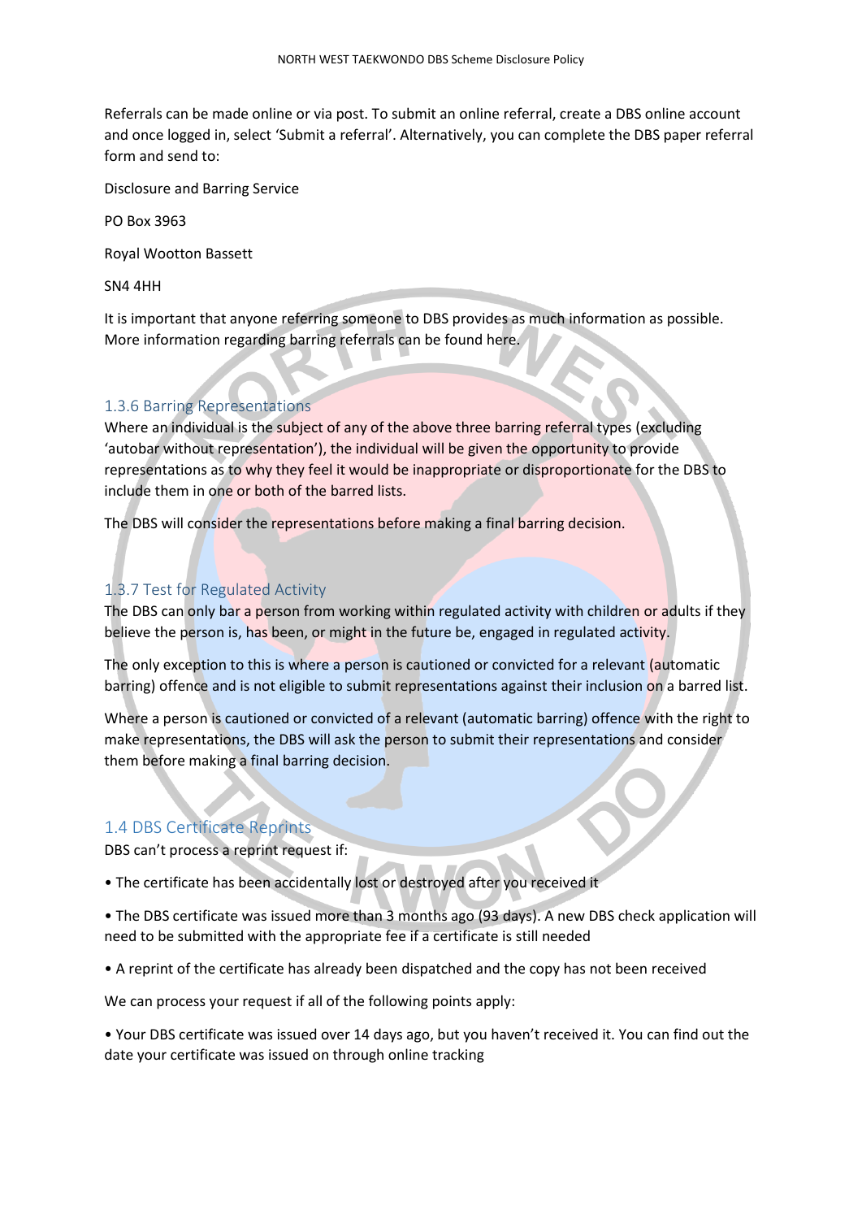Referrals can be made online or via post. To submit an online referral, create a DBS online account and once logged in, select 'Submit a referral'. Alternatively, you can complete the DBS paper referral form and send to:

Disclosure and Barring Service

PO Box 3963

Royal Wootton Bassett

SN4 4HH

It is important that anyone referring someone to DBS provides as much information as possible. More information regarding barring referrals can be found here.

### 1.3.6 Barring Representations

Where an individual is the subject of any of the above three barring referral types (excluding 'autobar without representation'), the individual will be given the opportunity to provide representations as to why they feel it would be inappropriate or disproportionate for the DBS to include them in one or both of the barred lists.

The DBS will consider the representations before making a final barring decision.

### 1.3.7 Test for Regulated Activity

The DBS can only bar a person from working within regulated activity with children or adults if they believe the person is, has been, or might in the future be, engaged in regulated activity.

The only exception to this is where a person is cautioned or convicted for a relevant (automatic barring) offence and is not eligible to submit representations against their inclusion on a barred list.

Where a person is cautioned or convicted of a relevant (automatic barring) offence with the right to make representations, the DBS will ask the person to submit their representations and consider them before making a final barring decision.

## 1.4 DBS Certificate Reprints

DBS can't process a reprint request if:

- The certificate has been accidentally lost or destroyed after you received it
- The DBS certificate was issued more than 3 months ago (93 days). A new DBS check application will need to be submitted with the appropriate fee if a certificate is still needed
- A reprint of the certificate has already been dispatched and the copy has not been received

We can process your request if all of the following points apply:

- Your DBS certificate was issued over 14 days ago, but you haven't received it. You can find out the date your certificate was issued on through online tracking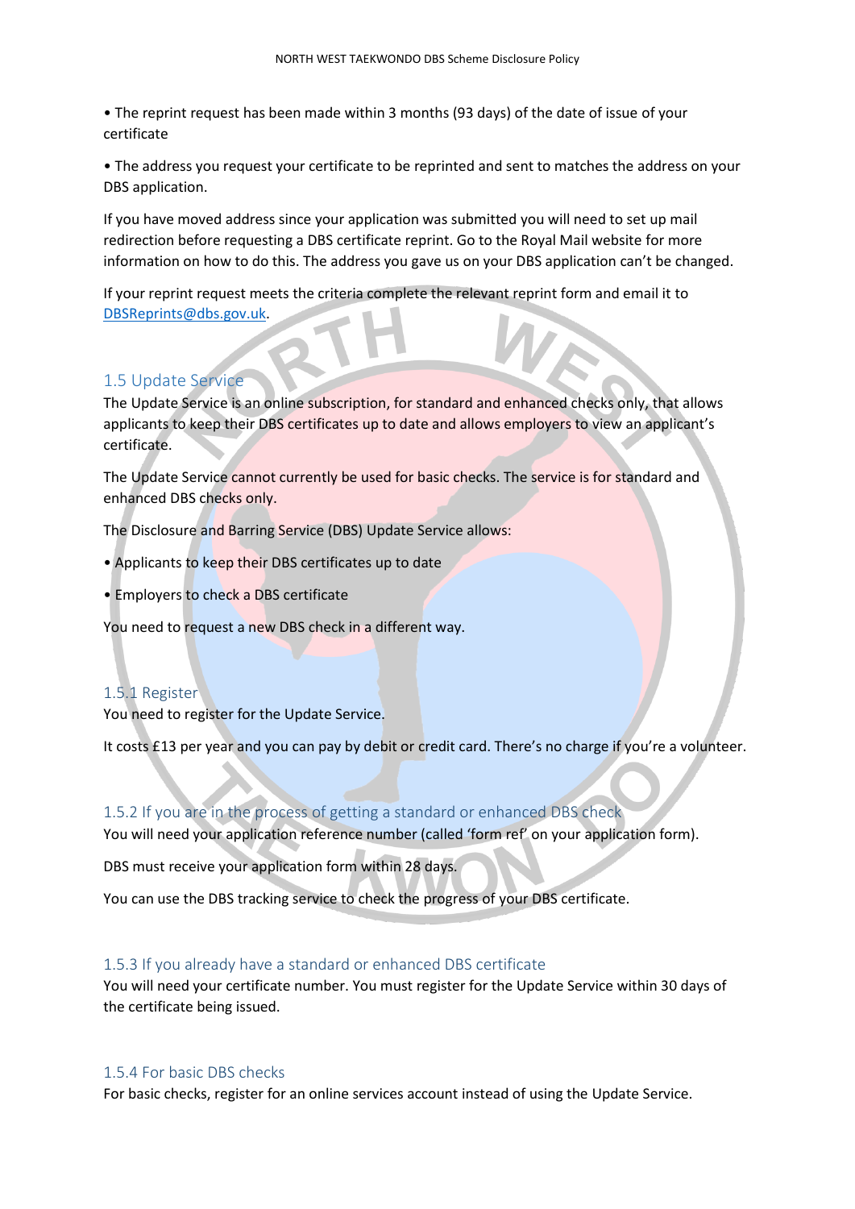• The reprint request has been made within 3 months (93 days) of the date of issue of your certificate

• The address you request your certificate to be reprinted and sent to matches the address on your DBS application.

If you have moved address since your application was submitted you will need to set up mail redirection before requesting a DBS certificate reprint. Go to the Royal Mail website for more information on how to do this. The address you gave us on your DBS application can't be changed.

If your reprint request meets the criteria complete the relevant reprint form and email it to DBSReprints@dbs.gov.uk.

## 1.5 Update Service

The Update Service is an online subscription, for standard and enhanced checks only, that allows applicants to keep their DBS certificates up to date and allows employers to view an applicant's certificate.

The Update Service cannot currently be used for basic checks. The service is for standard and enhanced DBS checks only.

The Disclosure and Barring Service (DBS) Update Service allows:

• Applicants to keep their DBS certificates up to date

• Employers to check a DBS certificate

You need to request a new DBS check in a different way.

### 1.5.1 Register

You need to register for the Update Service.

It costs £13 per year and you can pay by debit or credit card. There's no charge if you're a volunteer.

### 1.5.2 If you are in the process of getting a standard or enhanced DBS check

You will need your application reference number (called 'form ref' on your application form).

DBS must receive your application form within 28 days.

You can use the DBS tracking service to check the progress of your DBS certificate.

### 1.5.3 If you already have a standard or enhanced DBS certificate

You will need your certificate number. You must register for the Update Service within 30 days of the certificate being issued.

### 1.5.4 For basic DBS checks

For basic checks, register for an online services account instead of using the Update Service.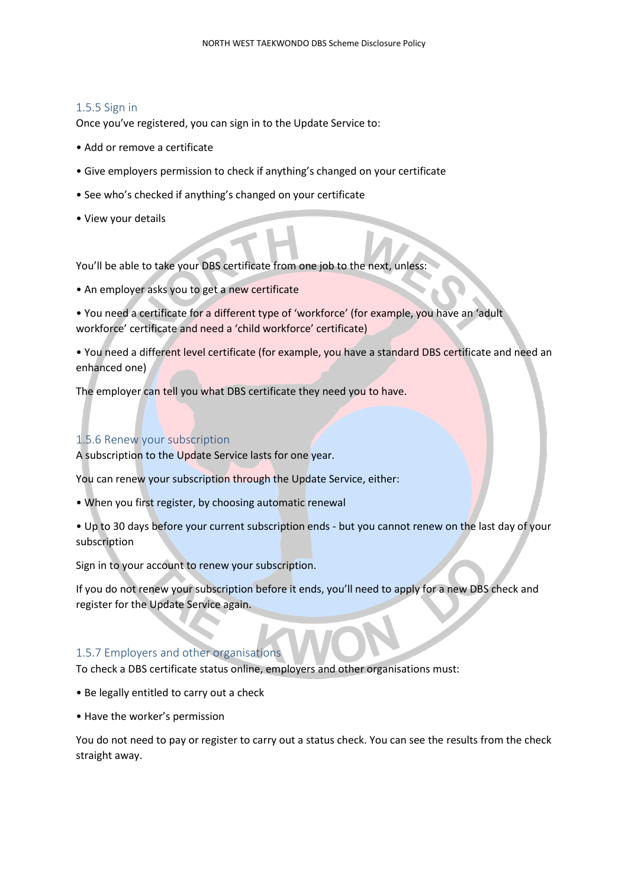### 1.5.5 Sign in

Once you've registered, you can sign in to the Update Service to:

- Add or remove a certificate
- Give employers permission to check if anything's changed on your certificate
- See who's checked if anything's changed on your certificate
- View your details

You'll be able to take your DBS certificate from one job to the next, unless:

- An employer asks you to get a new certificate
- You need a certificate for a different type of 'workforce' (for example, you have an 'adult workforce' certificate and need a 'child workforce' certificate)
- You need a different level certificate (for example, you have a standard DBS certificate and need an enhanced one)

The employer can tell you what DBS certificate they need you to have.

### 1.5.6 Renew your subscription

A subscription to the Update Service lasts for one year.

You can renew your subscription through the Update Service, either:

- When you first register, by choosing automatic renewal
- Up to 30 days before your current subscription ends - but you cannot renew on the last day of your subscription

Sign in to your account to renew your subscription.

If you do not renew your subscription before it ends, you'll need to apply for a new DBS check and register for the Update Service again.

### 1.5.7 Employers and other organisations

To check a DBS certificate status online, employers and other organisations must:

- Be legally entitled to carry out a check
- Have the worker's permission

You do not need to pay or register to carry out a status check. You can see the results from the check straight away.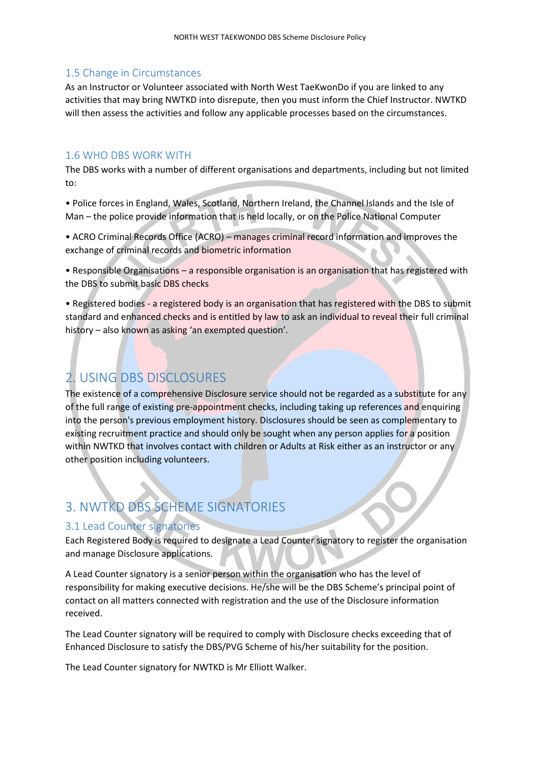### 1.5 Change in Circumstances

As an Instructor or Volunteer associated with North West TaeKwonDo if you are linked to any activities that may bring NWTKD into disrepute, then you must inform the Chief Instructor. NWTKD will then assess the activities and follow any applicable processes based on the circumstances.

### 1.6 WHO DBS WORK WITH

The DBS works with a number of different organisations and departments, including but not limited to:

• Police forces in England, Wales, Scotland, Northern Ireland, the Channel Islands and the Isle of Man – the police provide information that is held locally, or on the Police National Computer

• ACRO Criminal Records Office (ACRO) – manages criminal record information and improves the exchange of criminal records and biometric information

• Responsible Organisations – a responsible organisation is an organisation that has registered with the DBS to submit basic DBS checks

• Registered bodies - a registered body is an organisation that has registered with the DBS to submit standard and enhanced checks and is entitled by law to ask an individual to reveal their full criminal history – also known as asking 'an exempted question'.

## 2. USING DBS DISCLOSURES

The existence of a comprehensive Disclosure service should not be regarded as a substitute for any of the full range of existing pre-appointment checks, including taking up references and enquiring into the person's previous employment history. Disclosures should be seen as complementary to existing recruitment practice and should only be sought when any person applies for a position within NWTKD that involves contact with children or Adults at Risk either as an instructor or any other position including volunteers.

## 3. NWTKD DBS SCHEME SIGNATORIES

### 3.1 Lead Counter signatories

Each Registered Body is required to designate a Lead Counter signatory to register the organisation and manage Disclosure applications.

A Lead Counter signatory is a senior person within the organisation who has the level of responsibility for making executive decisions. He/she will be the DBS Scheme's principal point of contact on all matters connected with registration and the use of the Disclosure information received.

The Lead Counter signatory will be required to comply with Disclosure checks exceeding that of Enhanced Disclosure to satisfy the DBS/PVG Scheme of his/her suitability for the position.

The Lead Counter signatory for NWTKD is Mr Elliott Walker.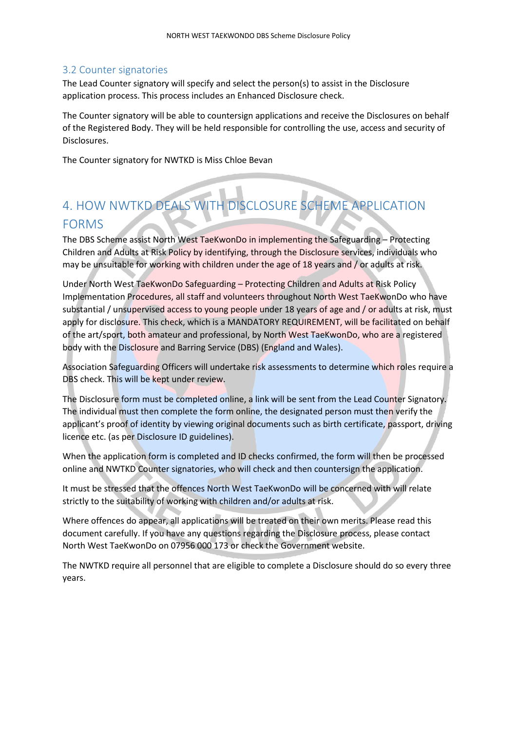### 3.2 Counter signatories

The Lead Counter signatory will specify and select the person(s) to assist in the Disclosure application process. This process includes an Enhanced Disclosure check.

The Counter signatory will be able to countersign applications and receive the Disclosures on behalf of the Registered Body. They will be held responsible for controlling the use, access and security of Disclosures.

The Counter signatory for NWTKD is Miss Chloe Bevan

## 4. HOW NWTKD DEALS WITH DISCLOSURE SCHEME APPLICATION FORMS

The DBS Scheme assist North West TaeKwonDo in implementing the Safeguarding – Protecting Children and Adults at Risk Policy by identifying, through the Disclosure services, individuals who may be unsuitable for working with children under the age of 18 years and / or adults at risk.

Under North West TaeKwonDo Safeguarding – Protecting Children and Adults at Risk Policy Implementation Procedures, all staff and volunteers throughout North West TaeKwonDo who have substantial / unsupervised access to young people under 18 years of age and / or adults at risk, must apply for disclosure. This check, which is a MANDATORY REQUIREMENT, will be facilitated on behalf of the art/sport, both amateur and professional, by North West TaeKwonDo, who are a registered body with the Disclosure and Barring Service (DBS) (England and Wales).

Association Safeguarding Officers will undertake risk assessments to determine which roles require a DBS check. This will be kept under review.

The Disclosure form must be completed online, a link will be sent from the Lead Counter Signatory. The individual must then complete the form online, the designated person must then verify the applicant's proof of identity by viewing original documents such as birth certificate, passport, driving licence etc. (as per Disclosure ID guidelines).

When the application form is completed and ID checks confirmed, the form will then be processed online and NWTKD Counter signatories, who will check and then countersign the application.

It must be stressed that the offences North West TaeKwonDo will be concerned with will relate strictly to the suitability of working with children and/or adults at risk.

Where offences do appear, all applications will be treated on their own merits. Please read this document carefully. If you have any questions regarding the Disclosure process, please contact North West TaeKwonDo on 07956 000 173 or check the Government website.

The NWTKD require all personnel that are eligible to complete a Disclosure should do so every three years.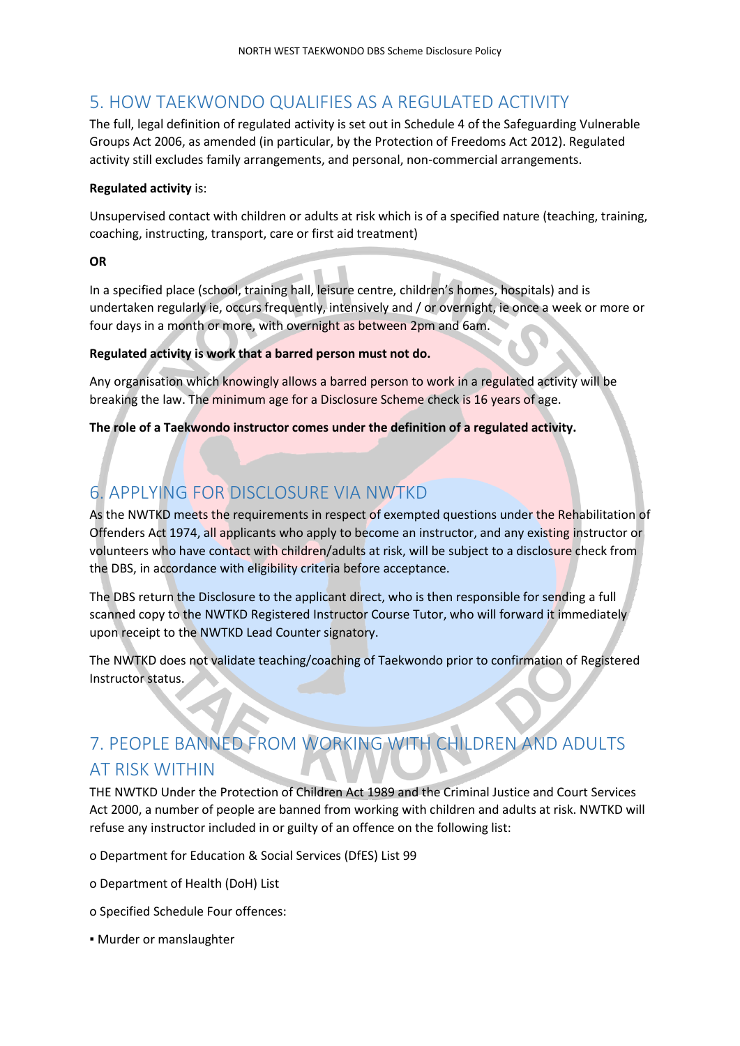## 5. HOW TAEKWONDO QUALIFIES AS A REGULATED ACTIVITY

The full, legal definition of regulated activity is set out in Schedule 4 of the Safeguarding Vulnerable Groups Act 2006, as amended (in particular, by the Protection of Freedoms Act 2012). Regulated activity still excludes family arrangements, and personal, non-commercial arrangements.

**Regulated activity** is:

Unsupervised contact with children or adults at risk which is of a specified nature (teaching, training, coaching, instructing, transport, care or first aid treatment)

**OR**

In a specified place (school, training hall, leisure centre, children's homes, hospitals) and is undertaken regularly ie, occurs frequently, intensively and / or overnight, ie once a week or more or four days in a month or more, with overnight as between 2pm and 6am.

**Regulated activity is work that a barred person must not do.**

Any organisation which knowingly allows a barred person to work in a regulated activity will be breaking the law. The minimum age for a Disclosure Scheme check is 16 years of age.

**The role of a Taekwondo instructor comes under the definition of a regulated activity.**

## 6. APPLYING FOR DISCLOSURE VIA NWTKD

As the NWTKD meets the requirements in respect of exempted questions under the Rehabilitation of Offenders Act 1974, all applicants who apply to become an instructor, and any existing instructor or volunteers who have contact with children/adults at risk, will be subject to a disclosure check from the DBS, in accordance with eligibility criteria before acceptance.

The DBS return the Disclosure to the applicant direct, who is then responsible for sending a full scanned copy to the NWTKD Registered Instructor Course Tutor, who will forward it immediately upon receipt to the NWTKD Lead Counter signatory.

The NWTKD does not validate teaching/coaching of Taekwondo prior to confirmation of Registered Instructor status.

## 7. PEOPLE BANNED FROM WORKING WITH CHILDREN AND ADULTS AT RISK WITHIN

THE NWTKD Under the Protection of Children Act 1989 and the Criminal Justice and Court Services Act 2000, a number of people are banned from working with children and adults at risk. NWTKD will refuse any instructor included in or guilty of an offence on the following list:

- Department for Education & Social Services (DfES) List 99
- Department of Health (DoH) List
- Specified Schedule Four offences:
  - Murder or manslaughter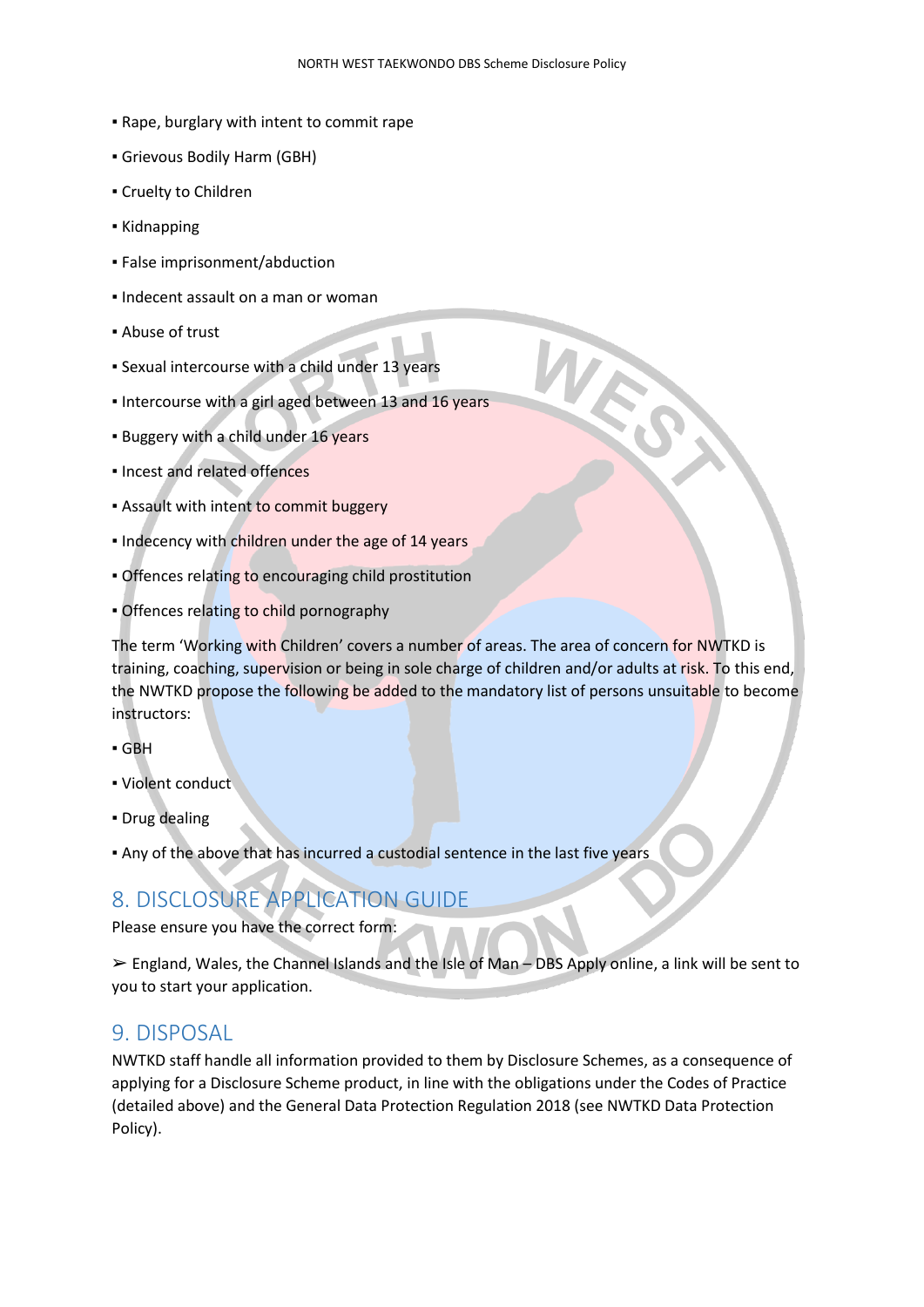- Rape, burglary with intent to commit rape
- Grievous Bodily Harm (GBH)
- Cruelty to Children
- Kidnapping
- False imprisonment/abduction
- Indecent assault on a man or woman
- Abuse of trust
- Sexual intercourse with a child under 13 years
- Intercourse with a girl aged between 13 and 16 years
- Buggery with a child under 16 years
- Incest and related offences
- Assault with intent to commit buggery
- Indecency with children under the age of 14 years
- Offences relating to encouraging child prostitution
- Offences relating to child pornography

The term 'Working with Children' covers a number of areas. The area of concern for NWTKD is training, coaching, supervision or being in sole charge of children and/or adults at risk. To this end, the NWTKD propose the following be added to the mandatory list of persons unsuitable to become instructors:

- GBH
- Violent conduct
- Drug dealing
- Any of the above that has incurred a custodial sentence in the last five years

## 8. DISCLOSURE APPLICATION GUIDE

Please ensure you have the correct form:

➢ England, Wales, the Channel Islands and the Isle of Man – DBS Apply online, a link will be sent to you to start your application.

## 9. DISPOSAL

NWTKD staff handle all information provided to them by Disclosure Schemes, as a consequence of applying for a Disclosure Scheme product, in line with the obligations under the Codes of Practice (detailed above) and the General Data Protection Regulation 2018 (see NWTKD Data Protection Policy).